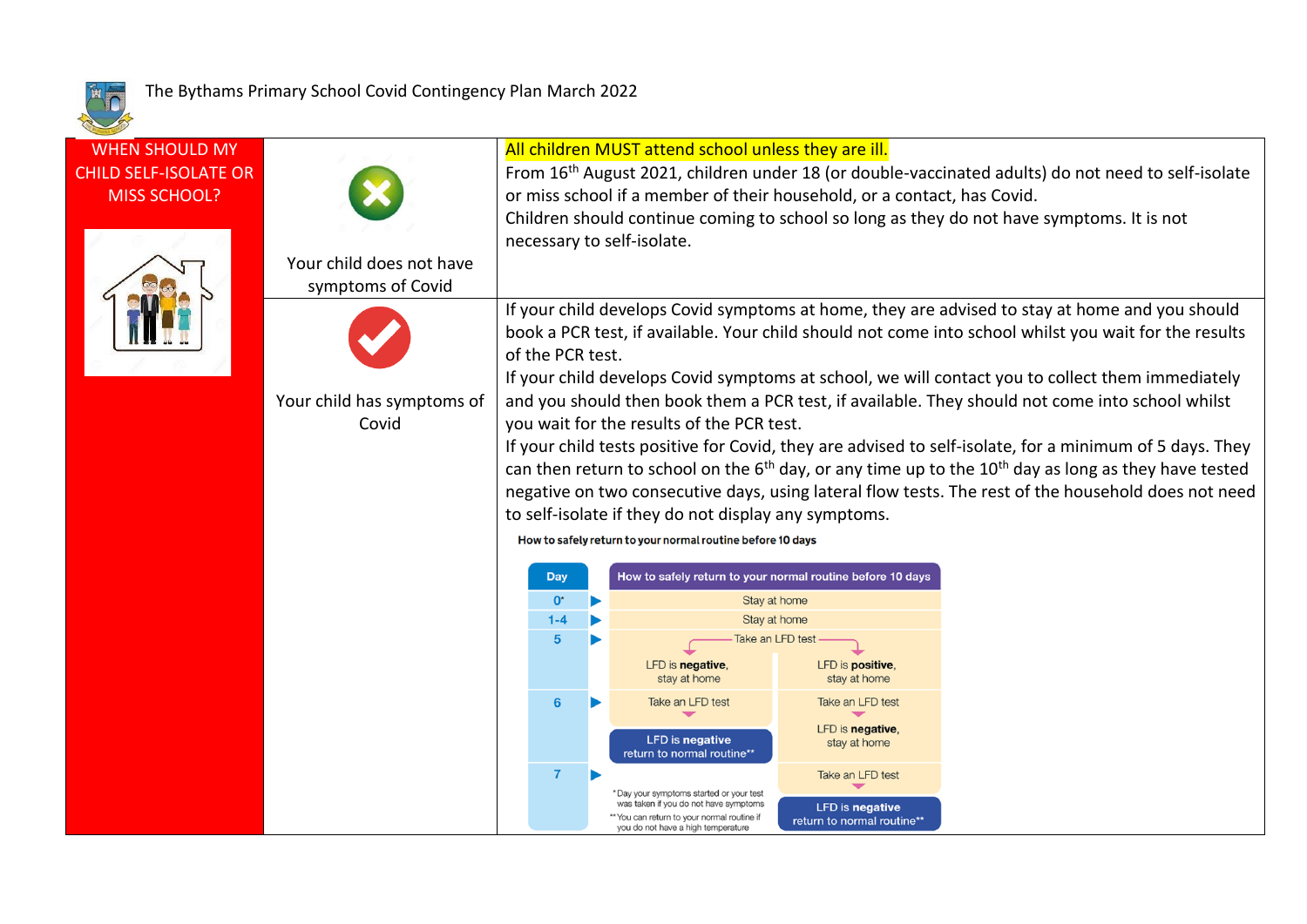# The Bythams Primary School Covid Contingency Plan March 2022

## WHEN SHOULD MY CHILD SELF-ISOLATE OR MISS SCHOOL?

| | |
|---|---|
| Your child does not have symptoms of Covid | **All children MUST attend school unless they are ill.**<br>From 16th August 2021, children under 18 (or double-vaccinated adults) do not need to self-isolate or miss school if a member of their household, or a contact, has Covid.<br>Children should continue coming to school so long as they do not have symptoms. It is not necessary to self-isolate. |
| Your child has symptoms of Covid | If your child develops Covid symptoms at home, they are advised to stay at home and you should book a PCR test, if available. Your child should not come into school whilst you wait for the results of the PCR test.<br>If your child develops Covid symptoms at school, we will contact you to collect them immediately and you should then book them a PCR test, if available. They should not come into school whilst you wait for the results of the PCR test.<br>If your child tests positive for Covid, they are advised to self-isolate, for a minimum of 5 days. They can then return to school on the 6th day, or any time up to the 10th day as long as they have tested negative on two consecutive days, using lateral flow tests. The rest of the household does not need to self-isolate if they do not display any symptoms. |

**How to safely return to your normal routine before 10 days**

| Day | How to safely return to your normal routine before 10 days | |
|---|---|---|
| 0* | Stay at home | |
| 1-4 | Stay at home | |
| 5 | Take an LFD test | |
| | LFD is **negative**, stay at home | LFD is **positive**, stay at home |
| 6 | Take an LFD test | Take an LFD test |
| | **LFD is negative** return to normal routine** | LFD is **negative**, stay at home |
| 7 | | Take an LFD test |
| | | **LFD is negative** return to normal routine** |

\* Day your symptoms started or your test was taken if you do not have symptoms

\*\* You can return to your normal routine if you do not have a high temperature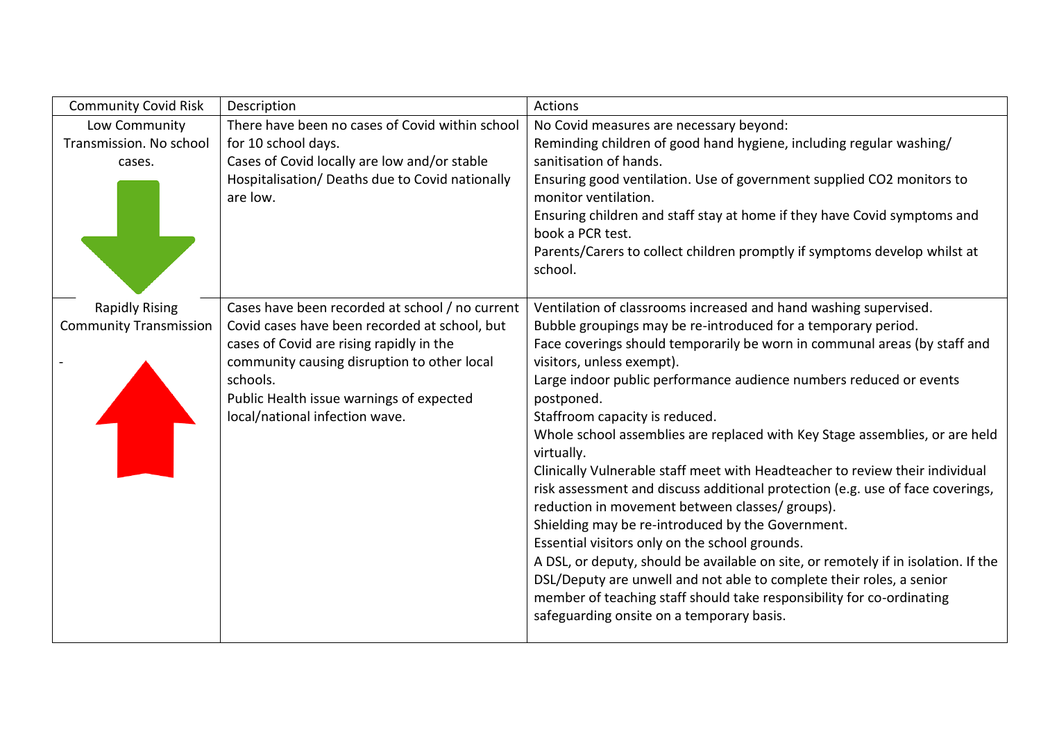| Community Covid Risk | Description | Actions |
|---|---|---|
| Low Community Transmission. No school cases. | There have been no cases of Covid within school for 10 school days.<br>Cases of Covid locally are low and/or stable<br>Hospitalisation/ Deaths due to Covid nationally are low. | No Covid measures are necessary beyond:<br>Reminding children of good hand hygiene, including regular washing/ sanitisation of hands.<br>Ensuring good ventilation. Use of government supplied CO2 monitors to monitor ventilation.<br>Ensuring children and staff stay at home if they have Covid symptoms and book a PCR test.<br>Parents/Carers to collect children promptly if symptoms develop whilst at school. |
| Rapidly Rising Community Transmission<br>- | Cases have been recorded at school / no current Covid cases have been recorded at school, but cases of Covid are rising rapidly in the community causing disruption to other local schools.<br>Public Health issue warnings of expected local/national infection wave. | Ventilation of classrooms increased and hand washing supervised.<br>Bubble groupings may be re-introduced for a temporary period.<br>Face coverings should temporarily be worn in communal areas (by staff and visitors, unless exempt).<br>Large indoor public performance audience numbers reduced or events postponed.<br>Staffroom capacity is reduced.<br>Whole school assemblies are replaced with Key Stage assemblies, or are held virtually.<br>Clinically Vulnerable staff meet with Headteacher to review their individual risk assessment and discuss additional protection (e.g. use of face coverings, reduction in movement between classes/ groups).<br>Shielding may be re-introduced by the Government.<br>Essential visitors only on the school grounds.<br>A DSL, or deputy, should be available on site, or remotely if in isolation. If the DSL/Deputy are unwell and not able to complete their roles, a senior member of teaching staff should take responsibility for co-ordinating safeguarding onsite on a temporary basis. |